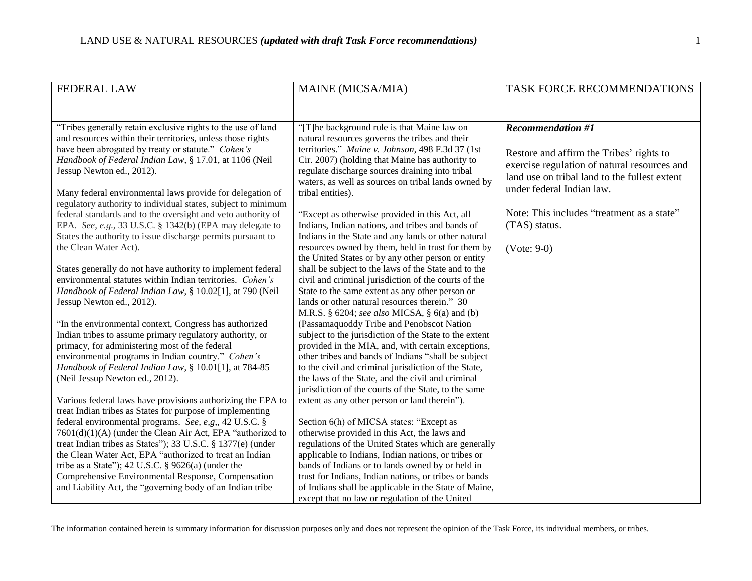| FEDERAL LAW | MAINE (MICSA/MIA) | TASK FORCE RECOMMENDATIONS |
|---|---|---|
| "Tribes generally retain exclusive rights to the use of land and resources within their territories, unless those rights have been abrogated by treaty or statute." *Cohen's Handbook of Federal Indian Law*, § 17.01, at 1106 (Neil Jessup Newton ed., 2012).<br><br>Many federal environmental laws provide for delegation of regulatory authority to individual states, subject to minimum federal standards and to the oversight and veto authority of EPA. *See, e.g.*, 33 U.S.C. § 1342(b) (EPA may delegate to States the authority to issue discharge permits pursuant to the Clean Water Act).<br><br>States generally do not have authority to implement federal environmental statutes within Indian territories. *Cohen's Handbook of Federal Indian Law*, § 10.02[1], at 790 (Neil Jessup Newton ed., 2012).<br><br>"In the environmental context, Congress has authorized Indian tribes to assume primary regulatory authority, or primacy, for administering most of the federal environmental programs in Indian country." *Cohen's Handbook of Federal Indian Law*, § 10.01[1], at 784-85 (Neil Jessup Newton ed., 2012).<br><br>Various federal laws have provisions authorizing the EPA to treat Indian tribes as States for purpose of implementing federal environmental programs. *See, e,g,,* 42 U.S.C. § 7601(d)(1)(A) (under the Clean Air Act, EPA "authorized to treat Indian tribes as States"); 33 U.S.C. § 1377(e) (under the Clean Water Act, EPA "authorized to treat an Indian tribe as a State"); 42 U.S.C. § 9626(a) (under the Comprehensive Environmental Response, Compensation and Liability Act, the "governing body of an Indian tribe | "[T]he background rule is that Maine law on natural resources governs the tribes and their territories." *Maine v. Johnson*, 498 F.3d 37 (1st Cir. 2007) (holding that Maine has authority to regulate discharge sources draining into tribal waters, as well as sources on tribal lands owned by tribal entities).<br><br>"Except as otherwise provided in this Act, all Indians, Indian nations, and tribes and bands of Indians in the State and any lands or other natural resources owned by them, held in trust for them by the United States or by any other person or entity shall be subject to the laws of the State and to the civil and criminal jurisdiction of the courts of the State to the same extent as any other person or lands or other natural resources therein." 30 M.R.S. § 6204; *see also* MICSA, § 6(a) and (b) (Passamaquoddy Tribe and Penobscot Nation subject to the jurisdiction of the State to the extent provided in the MIA, and, with certain exceptions, other tribes and bands of Indians "shall be subject to the civil and criminal jurisdiction of the State, the laws of the State, and the civil and criminal jurisdiction of the courts of the State, to the same extent as any other person or land therein").<br><br>Section 6(h) of MICSA states: "Except as otherwise provided in this Act, the laws and regulations of the United States which are generally applicable to Indians, Indian nations, or tribes or bands of Indians or to lands owned by or held in trust for Indians, Indian nations, or tribes or bands of Indians shall be applicable in the State of Maine, except that no law or regulation of the United | ***Recommendation #1***<br><br>Restore and affirm the Tribes' rights to exercise regulation of natural resources and land use on tribal land to the fullest extent under federal Indian law.<br><br>Note: This includes "treatment as a state" (TAS) status.<br><br>(Vote: 9-0) |

The information contained herein is summary information for discussion purposes only and does not represent the opinion of the Task Force, its individual members, or tribes.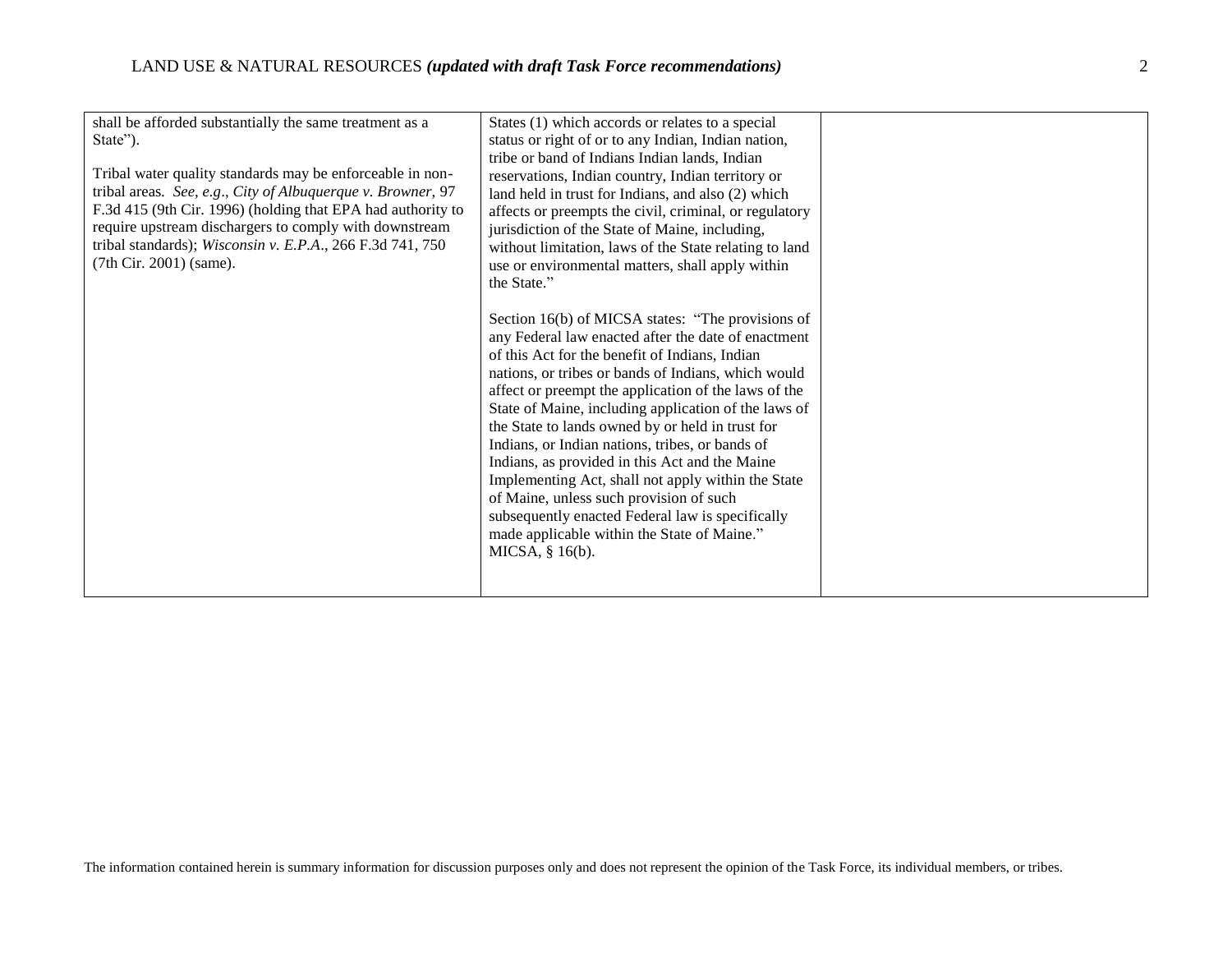| | | |
|---|---|---|
| shall be afforded substantially the same treatment as a State").<br><br>Tribal water quality standards may be enforceable in non-tribal areas. *See, e.g.*, *City of Albuquerque v. Browner*, 97 F.3d 415 (9th Cir. 1996) (holding that EPA had authority to require upstream dischargers to comply with downstream tribal standards); *Wisconsin v. E.P.A.*, 266 F.3d 741, 750 (7th Cir. 2001) (same). | States (1) which accords or relates to a special status or right of or to any Indian, Indian nation, tribe or band of Indians Indian lands, Indian reservations, Indian country, Indian territory or land held in trust for Indians, and also (2) which affects or preempts the civil, criminal, or regulatory jurisdiction of the State of Maine, including, without limitation, laws of the State relating to land use or environmental matters, shall apply within the State."<br><br>Section 16(b) of MICSA states: "The provisions of any Federal law enacted after the date of enactment of this Act for the benefit of Indians, Indian nations, or tribes or bands of Indians, which would affect or preempt the application of the laws of the State of Maine, including application of the laws of the State to lands owned by or held in trust for Indians, or Indian nations, tribes, or bands of Indians, as provided in this Act and the Maine Implementing Act, shall not apply within the State of Maine, unless such provision of such subsequently enacted Federal law is specifically made applicable within the State of Maine." MICSA, § 16(b). | |

The information contained herein is summary information for discussion purposes only and does not represent the opinion of the Task Force, its individual members, or tribes.